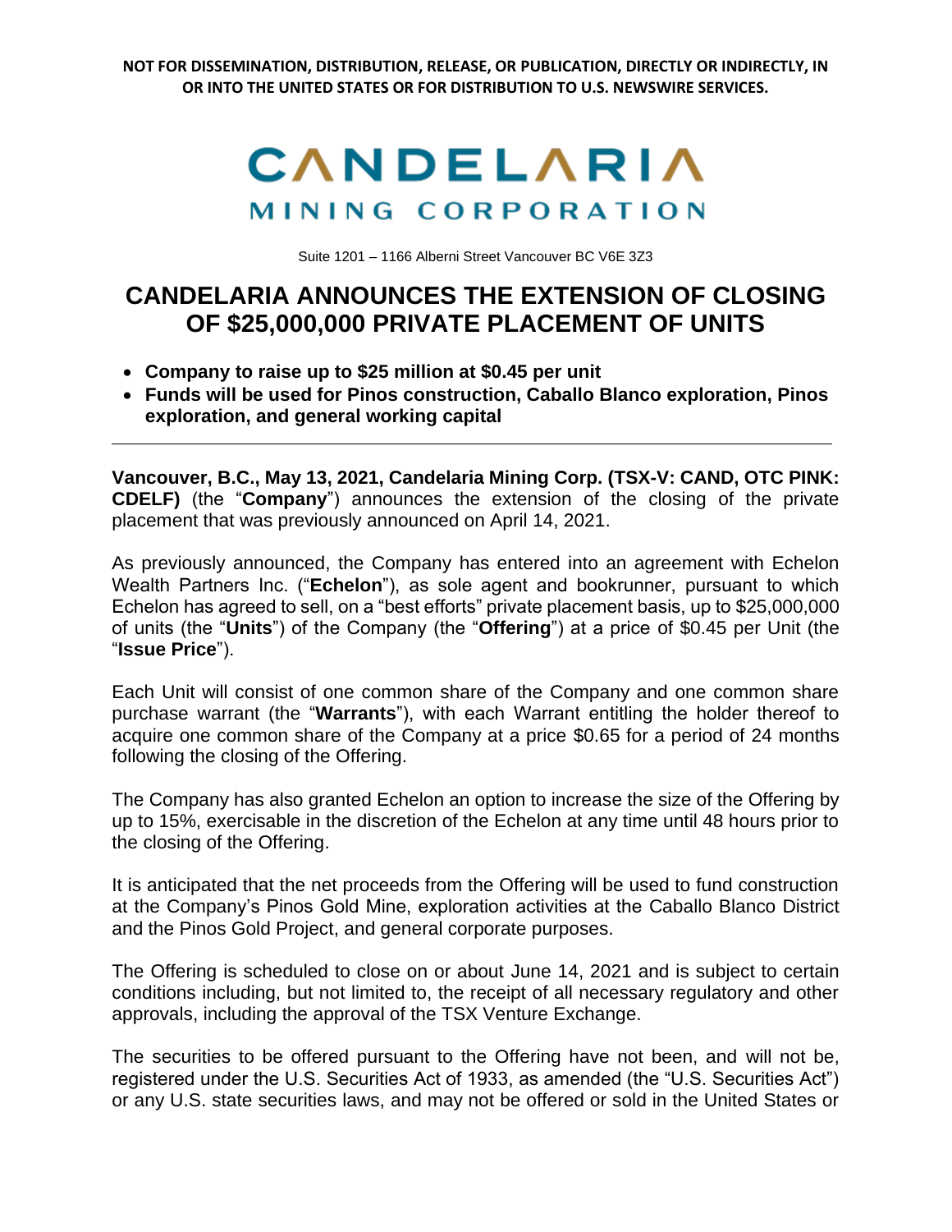**NOT FOR DISSEMINATION, DISTRIBUTION, RELEASE, OR PUBLICATION, DIRECTLY OR INDIRECTLY, IN OR INTO THE UNITED STATES OR FOR DISTRIBUTION TO U.S. NEWSWIRE SERVICES.**

# CANDELARIA MINING CORPORATION

Suite 1201 – 1166 Alberni Street Vancouver BC V6E 3Z3

## CANDELARIA ANNOUNCES THE EXTENSION OF CLOSING OF $25,000,000 PRIVATE PLACEMENT OF UNITS

- **Company to raise up to $25 million at $0.45 per unit**
- **Funds will be used for Pinos construction, Caballo Blanco exploration, Pinos exploration, and general working capital**

---

**Vancouver, B.C., May 13, 2021, Candelaria Mining Corp. (TSX-V: CAND, OTC PINK: CDELF)** (the "**Company**") announces the extension of the closing of the private placement that was previously announced on April 14, 2021.

As previously announced, the Company has entered into an agreement with Echelon Wealth Partners Inc. ("**Echelon**"), as sole agent and bookrunner, pursuant to which Echelon has agreed to sell, on a "best efforts" private placement basis, up to $25,000,000 of units (the "**Units**") of the Company (the "**Offering**") at a price of $0.45 per Unit (the "**Issue Price**").

Each Unit will consist of one common share of the Company and one common share purchase warrant (the "**Warrants**"), with each Warrant entitling the holder thereof to acquire one common share of the Company at a price $0.65 for a period of 24 months following the closing of the Offering.

The Company has also granted Echelon an option to increase the size of the Offering by up to 15%, exercisable in the discretion of the Echelon at any time until 48 hours prior to the closing of the Offering.

It is anticipated that the net proceeds from the Offering will be used to fund construction at the Company's Pinos Gold Mine, exploration activities at the Caballo Blanco District and the Pinos Gold Project, and general corporate purposes.

The Offering is scheduled to close on or about June 14, 2021 and is subject to certain conditions including, but not limited to, the receipt of all necessary regulatory and other approvals, including the approval of the TSX Venture Exchange.

The securities to be offered pursuant to the Offering have not been, and will not be, registered under the U.S. Securities Act of 1933, as amended (the "U.S. Securities Act") or any U.S. state securities laws, and may not be offered or sold in the United States or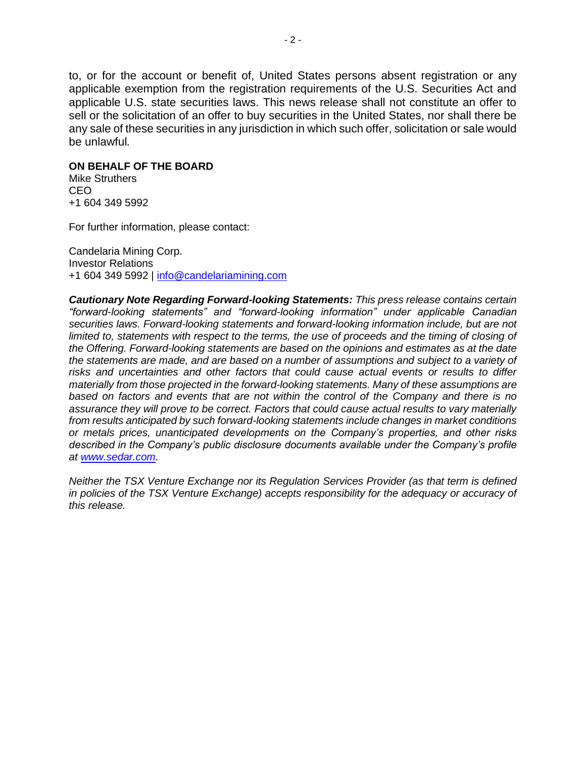to, or for the account or benefit of, United States persons absent registration or any applicable exemption from the registration requirements of the U.S. Securities Act and applicable U.S. state securities laws. This news release shall not constitute an offer to sell or the solicitation of an offer to buy securities in the United States, nor shall there be any sale of these securities in any jurisdiction in which such offer, solicitation or sale would be unlawful.

**ON BEHALF OF THE BOARD**
Mike Struthers
CEO
+1 604 349 5992

For further information, please contact:

Candelaria Mining Corp.
Investor Relations
+1 604 349 5992 | [info@candelariamining.com](mailto:info@candelariamining.com)

***Cautionary Note Regarding Forward-looking Statements:*** *This press release contains certain "forward-looking statements" and "forward-looking information" under applicable Canadian securities laws. Forward-looking statements and forward-looking information include, but are not limited to, statements with respect to the terms, the use of proceeds and the timing of closing of the Offering. Forward-looking statements are based on the opinions and estimates as at the date the statements are made, and are based on a number of assumptions and subject to a variety of risks and uncertainties and other factors that could cause actual events or results to differ materially from those projected in the forward-looking statements. Many of these assumptions are based on factors and events that are not within the control of the Company and there is no assurance they will prove to be correct. Factors that could cause actual results to vary materially from results anticipated by such forward-looking statements include changes in market conditions or metals prices, unanticipated developments on the Company's properties, and other risks described in the Company's public disclosure documents available under the Company's profile at [www.sedar.com](http://www.sedar.com).*

*Neither the TSX Venture Exchange nor its Regulation Services Provider (as that term is defined in policies of the TSX Venture Exchange) accepts responsibility for the adequacy or accuracy of this release.*